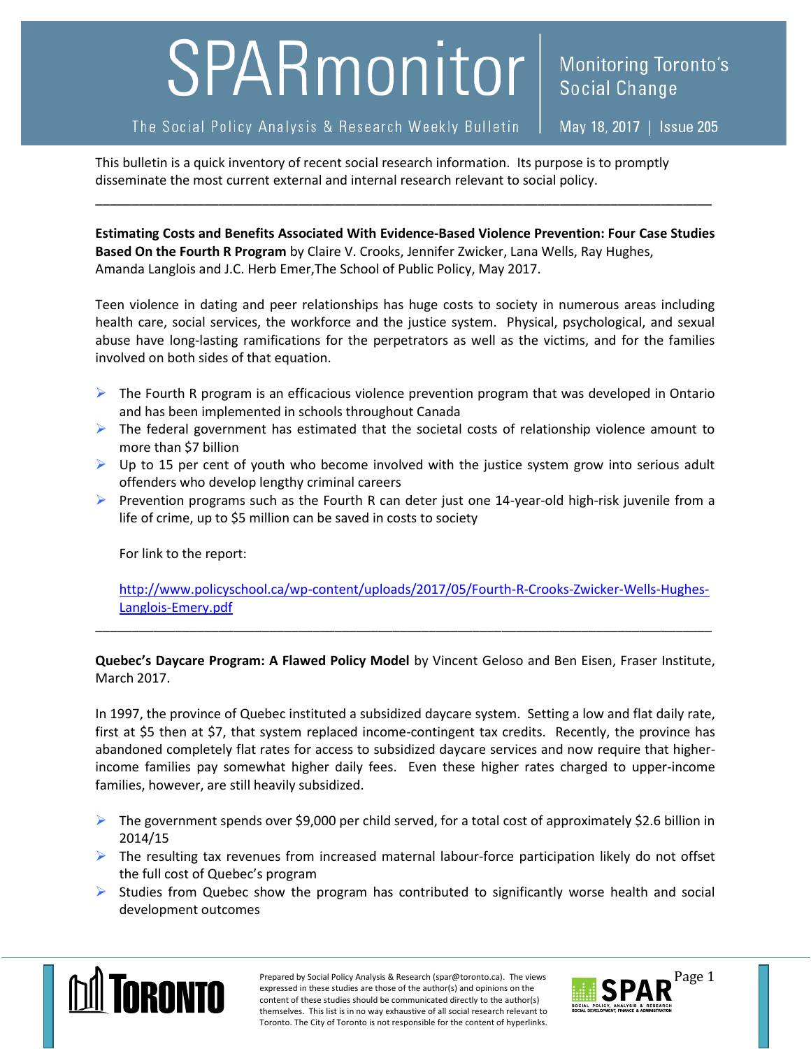# SPARmonitor

The Social Policy Analysis & Research Weekly Bulletin

Monitoring Toronto's Social Change

May 18, 2017 | Issue 205

This bulletin is a quick inventory of recent social research information. Its purpose is to promptly disseminate the most current external and internal research relevant to social policy.

---

**Estimating Costs and Benefits Associated With Evidence-Based Violence Prevention: Four Case Studies Based On the Fourth R Program** by Claire V. Crooks, Jennifer Zwicker, Lana Wells, Ray Hughes, Amanda Langlois and J.C. Herb Emer,The School of Public Policy, May 2017.

Teen violence in dating and peer relationships has huge costs to society in numerous areas including health care, social services, the workforce and the justice system. Physical, psychological, and sexual abuse have long-lasting ramifications for the perpetrators as well as the victims, and for the families involved on both sides of that equation.

- The Fourth R program is an efficacious violence prevention program that was developed in Ontario and has been implemented in schools throughout Canada
- The federal government has estimated that the societal costs of relationship violence amount to more than $7 billion
- Up to 15 per cent of youth who become involved with the justice system grow into serious adult offenders who develop lengthy criminal careers
- Prevention programs such as the Fourth R can deter just one 14-year-old high-risk juvenile from a life of crime, up to $5 million can be saved in costs to society

  For link to the report:

  http://www.policyschool.ca/wp-content/uploads/2017/05/Fourth-R-Crooks-Zwicker-Wells-Hughes-Langlois-Emery.pdf

---

**Quebec's Daycare Program: A Flawed Policy Model** by Vincent Geloso and Ben Eisen, Fraser Institute, March 2017.

In 1997, the province of Quebec instituted a subsidized daycare system. Setting a low and flat daily rate, first at $5 then at $7, that system replaced income-contingent tax credits. Recently, the province has abandoned completely flat rates for access to subsidized daycare services and now require that higher-income families pay somewhat higher daily fees. Even these higher rates charged to upper-income families, however, are still heavily subsidized.

- The government spends over $9,000 per child served, for a total cost of approximately $2.6 billion in 2014/15
- The resulting tax revenues from increased maternal labour-force participation likely do not offset the full cost of Quebec's program
- Studies from Quebec show the program has contributed to significantly worse health and social development outcomes

Prepared by Social Policy Analysis & Research (spar@toronto.ca). The views expressed in these studies are those of the author(s) and opinions on the content of these studies should be communicated directly to the author(s) themselves. This list is in no way exhaustive of all social research relevant to Toronto. The City of Toronto is not responsible for the content of hyperlinks.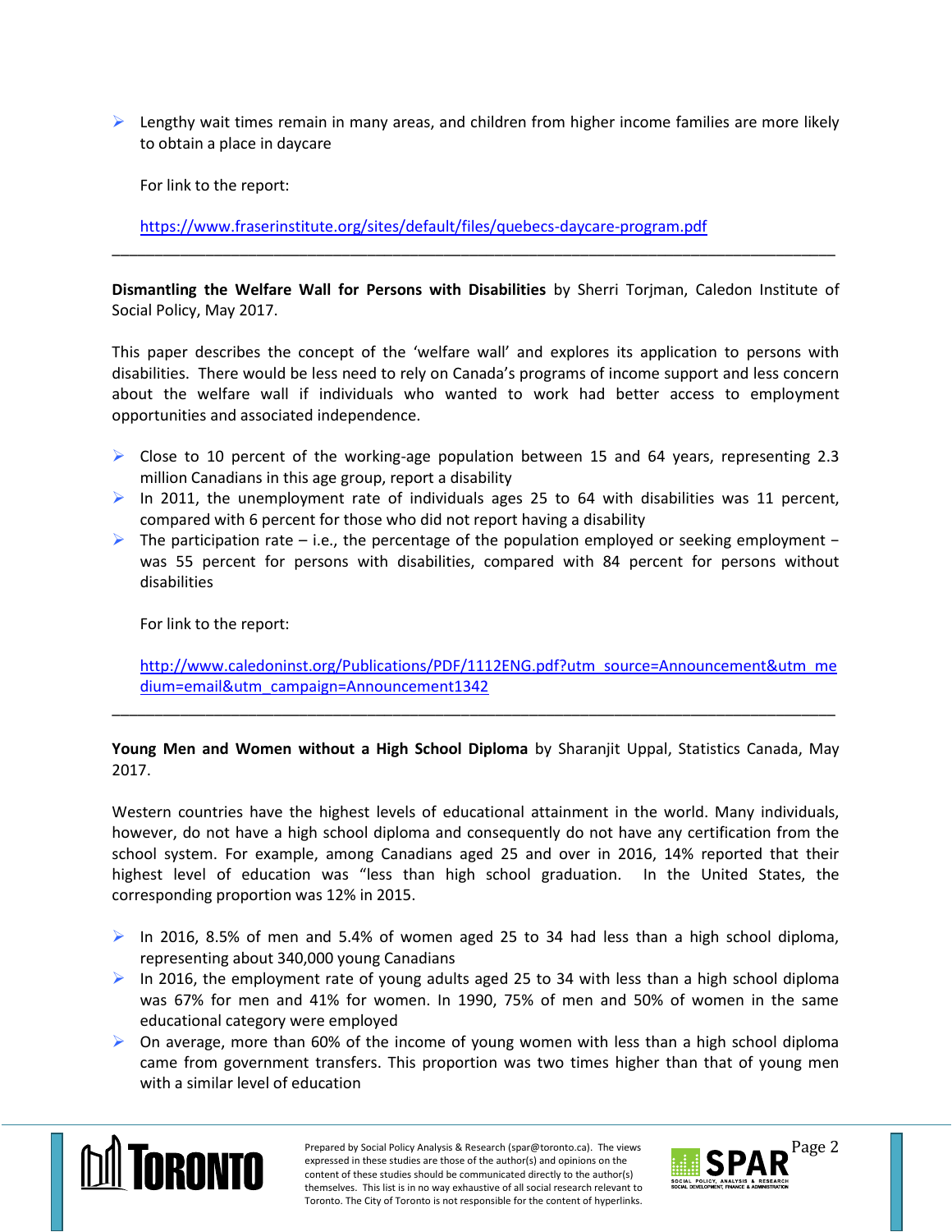- Lengthy wait times remain in many areas, and children from higher income families are more likely to obtain a place in daycare

  For link to the report:

  https://www.fraserinstitute.org/sites/default/files/quebecs-daycare-program.pdf

---

**Dismantling the Welfare Wall for Persons with Disabilities** by Sherri Torjman, Caledon Institute of Social Policy, May 2017.

This paper describes the concept of the 'welfare wall' and explores its application to persons with disabilities. There would be less need to rely on Canada's programs of income support and less concern about the welfare wall if individuals who wanted to work had better access to employment opportunities and associated independence.

- Close to 10 percent of the working-age population between 15 and 64 years, representing 2.3 million Canadians in this age group, report a disability
- In 2011, the unemployment rate of individuals ages 25 to 64 with disabilities was 11 percent, compared with 6 percent for those who did not report having a disability
- The participation rate – i.e., the percentage of the population employed or seeking employment – was 55 percent for persons with disabilities, compared with 84 percent for persons without disabilities

  For link to the report:

  http://www.caledoninst.org/Publications/PDF/1112ENG.pdf?utm_source=Announcement&utm_medium=email&utm_campaign=Announcement1342

---

**Young Men and Women without a High School Diploma** by Sharanjit Uppal, Statistics Canada, May 2017.

Western countries have the highest levels of educational attainment in the world. Many individuals, however, do not have a high school diploma and consequently do not have any certification from the school system. For example, among Canadians aged 25 and over in 2016, 14% reported that their highest level of education was "less than high school graduation. In the United States, the corresponding proportion was 12% in 2015.

- In 2016, 8.5% of men and 5.4% of women aged 25 to 34 had less than a high school diploma, representing about 340,000 young Canadians
- In 2016, the employment rate of young adults aged 25 to 34 with less than a high school diploma was 67% for men and 41% for women. In 1990, 75% of men and 50% of women in the same educational category were employed
- On average, more than 60% of the income of young women with less than a high school diploma came from government transfers. This proportion was two times higher than that of young men with a similar level of education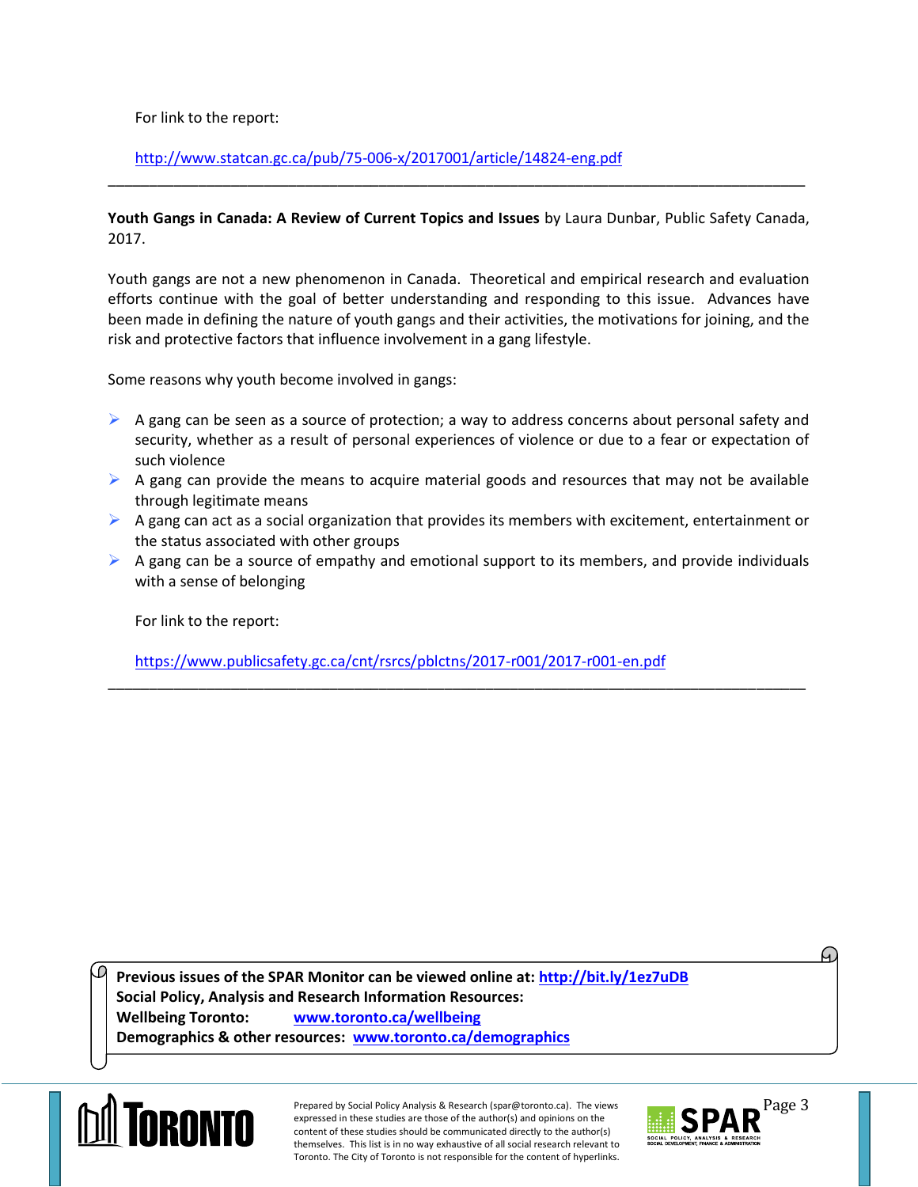For link to the report:

http://www.statcan.gc.ca/pub/75-006-x/2017001/article/14824-eng.pdf

---

**Youth Gangs in Canada: A Review of Current Topics and Issues** by Laura Dunbar, Public Safety Canada, 2017.

Youth gangs are not a new phenomenon in Canada. Theoretical and empirical research and evaluation efforts continue with the goal of better understanding and responding to this issue. Advances have been made in defining the nature of youth gangs and their activities, the motivations for joining, and the risk and protective factors that influence involvement in a gang lifestyle.

Some reasons why youth become involved in gangs:

- A gang can be seen as a source of protection; a way to address concerns about personal safety and security, whether as a result of personal experiences of violence or due to a fear or expectation of such violence
- A gang can provide the means to acquire material goods and resources that may not be available through legitimate means
- A gang can act as a social organization that provides its members with excitement, entertainment or the status associated with other groups
- A gang can be a source of empathy and emotional support to its members, and provide individuals with a sense of belonging

For link to the report:

https://www.publicsafety.gc.ca/cnt/rsrcs/pblctns/2017-r001/2017-r001-en.pdf

---

**Previous issues of the SPAR Monitor can be viewed online at: http://bit.ly/1ez7uDB**
**Social Policy, Analysis and Research Information Resources:**
**Wellbeing Toronto: www.toronto.ca/wellbeing**
**Demographics & other resources: www.toronto.ca/demographics**

Prepared by Social Policy Analysis & Research (spar@toronto.ca). The views expressed in these studies are those of the author(s) and opinions on the content of these studies should be communicated directly to the author(s) themselves. This list is in no way exhaustive of all social research relevant to Toronto. The City of Toronto is not responsible for the content of hyperlinks.